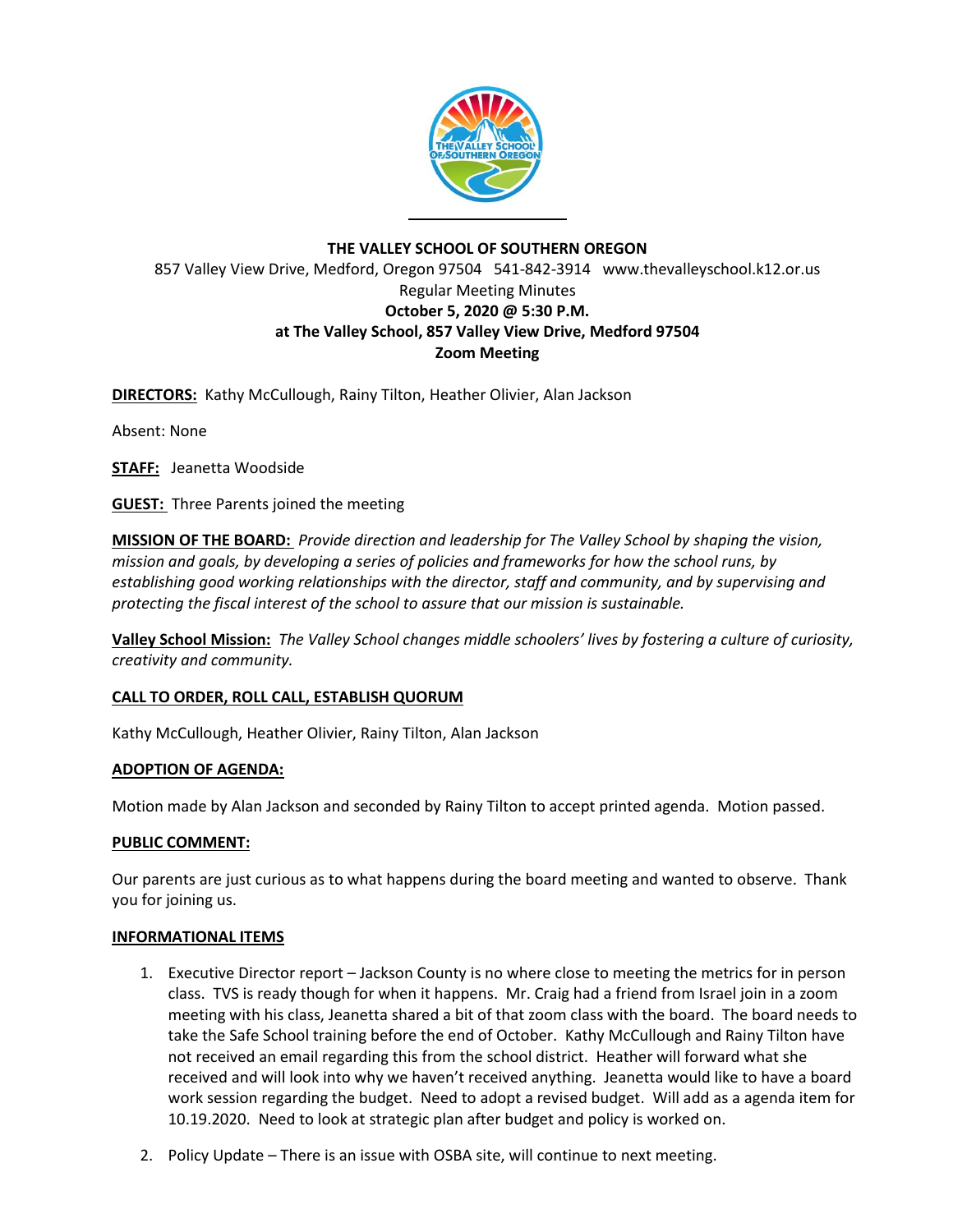**THE VALLEY SCHOOL OF SOUTHERN OREGON**
857 Valley View Drive, Medford, Oregon 97504 541-842-3914 www.thevalleyschool.k12.or.us
Regular Meeting Minutes
**October 5, 2020 @ 5:30 P.M.**
**at The Valley School, 857 Valley View Drive, Medford 97504**
**Zoom Meeting**

**DIRECTORS:** Kathy McCullough, Rainy Tilton, Heather Olivier, Alan Jackson

Absent: None

**STAFF:** Jeanetta Woodside

**GUEST:** Three Parents joined the meeting

**MISSION OF THE BOARD:** *Provide direction and leadership for The Valley School by shaping the vision, mission and goals, by developing a series of policies and frameworks for how the school runs, by establishing good working relationships with the director, staff and community, and by supervising and protecting the fiscal interest of the school to assure that our mission is sustainable.*

**Valley School Mission:** *The Valley School changes middle schoolers' lives by fostering a culture of curiosity, creativity and community.*

**CALL TO ORDER, ROLL CALL, ESTABLISH QUORUM**

Kathy McCullough, Heather Olivier, Rainy Tilton, Alan Jackson

**ADOPTION OF AGENDA:**

Motion made by Alan Jackson and seconded by Rainy Tilton to accept printed agenda. Motion passed.

**PUBLIC COMMENT:**

Our parents are just curious as to what happens during the board meeting and wanted to observe. Thank you for joining us.

**INFORMATIONAL ITEMS**

1. Executive Director report – Jackson County is no where close to meeting the metrics for in person class. TVS is ready though for when it happens. Mr. Craig had a friend from Israel join in a zoom meeting with his class, Jeanetta shared a bit of that zoom class with the board. The board needs to take the Safe School training before the end of October. Kathy McCullough and Rainy Tilton have not received an email regarding this from the school district. Heather will forward what she received and will look into why we haven't received anything. Jeanetta would like to have a board work session regarding the budget. Need to adopt a revised budget. Will add as a agenda item for 10.19.2020. Need to look at strategic plan after budget and policy is worked on.

2. Policy Update – There is an issue with OSBA site, will continue to next meeting.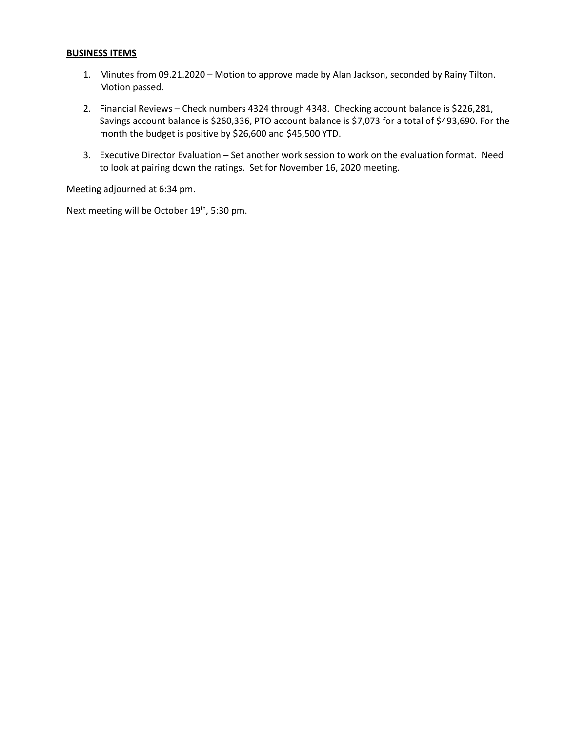**BUSINESS ITEMS**

1. Minutes from 09.21.2020 – Motion to approve made by Alan Jackson, seconded by Rainy Tilton. Motion passed.
2. Financial Reviews – Check numbers 4324 through 4348. Checking account balance is $226,281, Savings account balance is $260,336, PTO account balance is $7,073 for a total of $493,690. For the month the budget is positive by $26,600 and $45,500 YTD.
3. Executive Director Evaluation – Set another work session to work on the evaluation format. Need to look at pairing down the ratings. Set for November 16, 2020 meeting.

Meeting adjourned at 6:34 pm.

Next meeting will be October 19th, 5:30 pm.